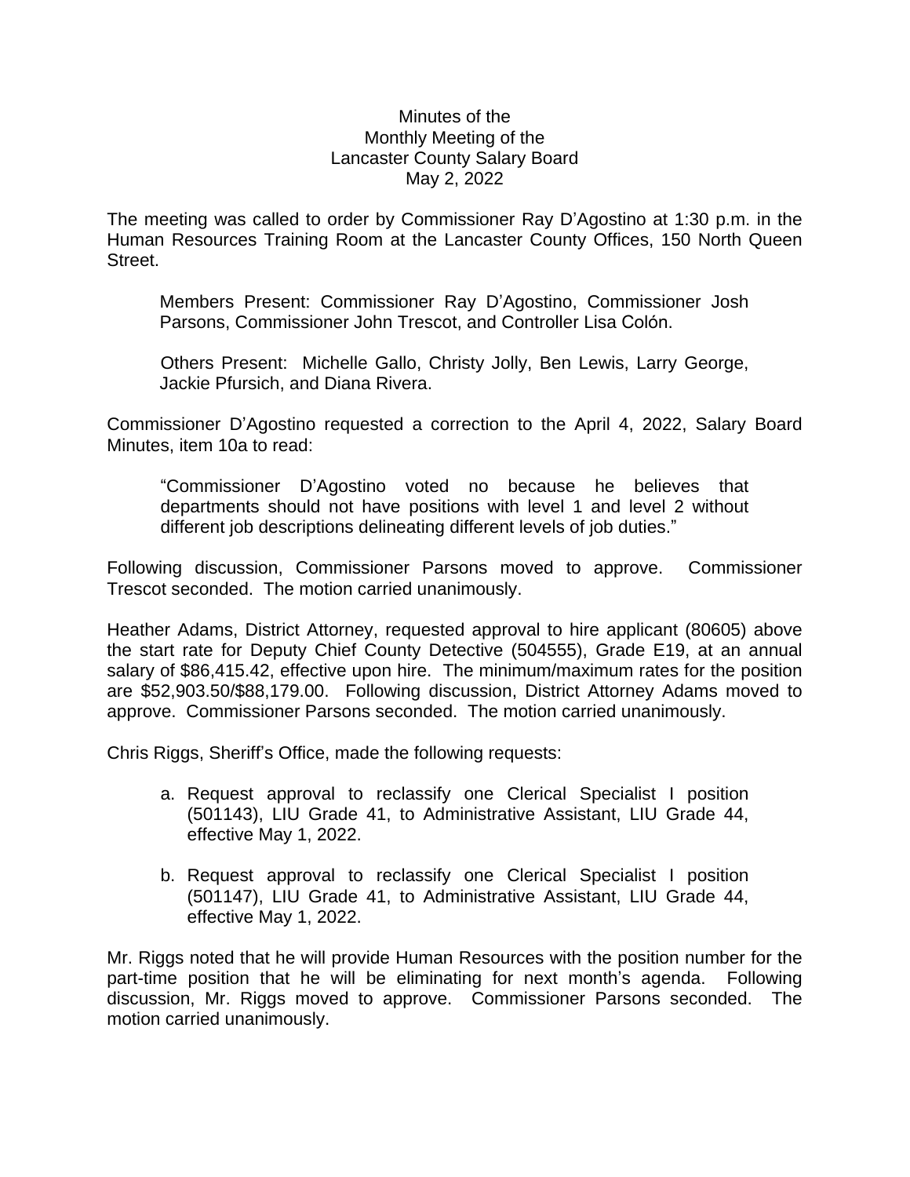# Minutes of the Monthly Meeting of the Lancaster County Salary Board May 2, 2022

The meeting was called to order by Commissioner Ray D'Agostino at 1:30 p.m. in the Human Resources Training Room at the Lancaster County Offices, 150 North Queen Street.

> Members Present: Commissioner Ray D'Agostino, Commissioner Josh Parsons, Commissioner John Trescot, and Controller Lisa Colón.
>
> Others Present: Michelle Gallo, Christy Jolly, Ben Lewis, Larry George, Jackie Pfursich, and Diana Rivera.

Commissioner D'Agostino requested a correction to the April 4, 2022, Salary Board Minutes, item 10a to read:

> "Commissioner D'Agostino voted no because he believes that departments should not have positions with level 1 and level 2 without different job descriptions delineating different levels of job duties."

Following discussion, Commissioner Parsons moved to approve. Commissioner Trescot seconded. The motion carried unanimously.

Heather Adams, District Attorney, requested approval to hire applicant (80605) above the start rate for Deputy Chief County Detective (504555), Grade E19, at an annual salary of $86,415.42, effective upon hire. The minimum/maximum rates for the position are $52,903.50/$88,179.00. Following discussion, District Attorney Adams moved to approve. Commissioner Parsons seconded. The motion carried unanimously.

Chris Riggs, Sheriff's Office, made the following requests:

a. Request approval to reclassify one Clerical Specialist I position (501143), LIU Grade 41, to Administrative Assistant, LIU Grade 44, effective May 1, 2022.

b. Request approval to reclassify one Clerical Specialist I position (501147), LIU Grade 41, to Administrative Assistant, LIU Grade 44, effective May 1, 2022.

Mr. Riggs noted that he will provide Human Resources with the position number for the part-time position that he will be eliminating for next month's agenda. Following discussion, Mr. Riggs moved to approve. Commissioner Parsons seconded. The motion carried unanimously.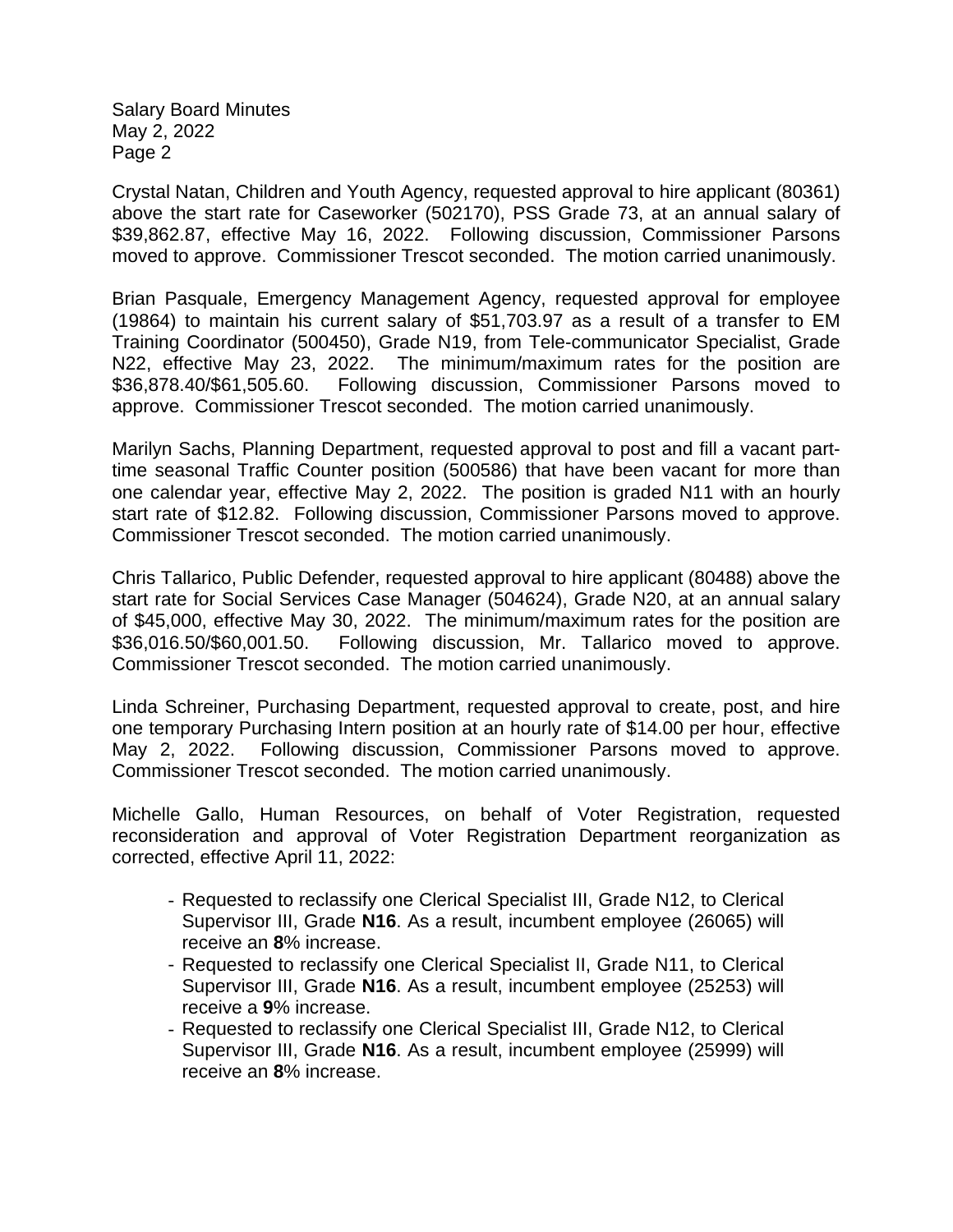Crystal Natan, Children and Youth Agency, requested approval to hire applicant (80361) above the start rate for Caseworker (502170), PSS Grade 73, at an annual salary of $39,862.87, effective May 16, 2022. Following discussion, Commissioner Parsons moved to approve. Commissioner Trescot seconded. The motion carried unanimously.

Brian Pasquale, Emergency Management Agency, requested approval for employee (19864) to maintain his current salary of $51,703.97 as a result of a transfer to EM Training Coordinator (500450), Grade N19, from Tele-communicator Specialist, Grade N22, effective May 23, 2022. The minimum/maximum rates for the position are $36,878.40/$61,505.60. Following discussion, Commissioner Parsons moved to approve. Commissioner Trescot seconded. The motion carried unanimously.

Marilyn Sachs, Planning Department, requested approval to post and fill a vacant part-time seasonal Traffic Counter position (500586) that have been vacant for more than one calendar year, effective May 2, 2022. The position is graded N11 with an hourly start rate of $12.82. Following discussion, Commissioner Parsons moved to approve. Commissioner Trescot seconded. The motion carried unanimously.

Chris Tallarico, Public Defender, requested approval to hire applicant (80488) above the start rate for Social Services Case Manager (504624), Grade N20, at an annual salary of $45,000, effective May 30, 2022. The minimum/maximum rates for the position are $36,016.50/$60,001.50. Following discussion, Mr. Tallarico moved to approve. Commissioner Trescot seconded. The motion carried unanimously.

Linda Schreiner, Purchasing Department, requested approval to create, post, and hire one temporary Purchasing Intern position at an hourly rate of $14.00 per hour, effective May 2, 2022. Following discussion, Commissioner Parsons moved to approve. Commissioner Trescot seconded. The motion carried unanimously.

Michelle Gallo, Human Resources, on behalf of Voter Registration, requested reconsideration and approval of Voter Registration Department reorganization as corrected, effective April 11, 2022:

- Requested to reclassify one Clerical Specialist III, Grade N12, to Clerical Supervisor III, Grade **N16**. As a result, incumbent employee (26065) will receive an **8**% increase.
- Requested to reclassify one Clerical Specialist II, Grade N11, to Clerical Supervisor III, Grade **N16**. As a result, incumbent employee (25253) will receive a **9**% increase.
- Requested to reclassify one Clerical Specialist III, Grade N12, to Clerical Supervisor III, Grade **N16**. As a result, incumbent employee (25999) will receive an **8**% increase.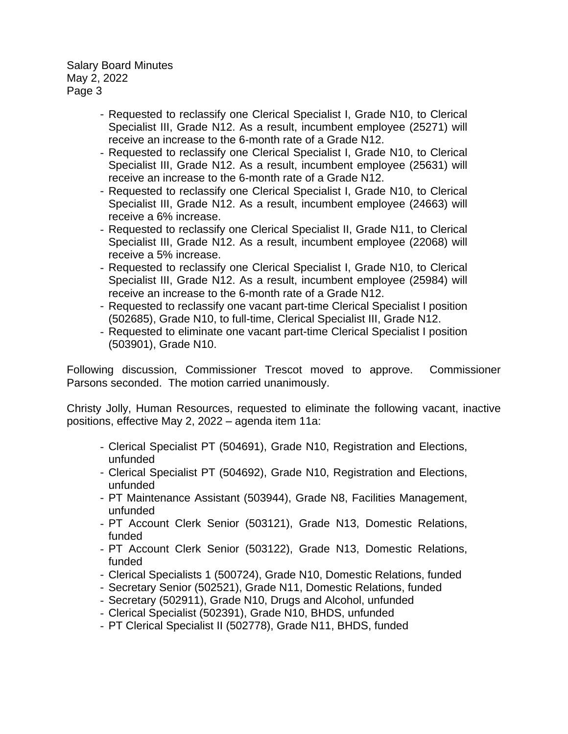- Requested to reclassify one Clerical Specialist I, Grade N10, to Clerical Specialist III, Grade N12. As a result, incumbent employee (25271) will receive an increase to the 6-month rate of a Grade N12.
- Requested to reclassify one Clerical Specialist I, Grade N10, to Clerical Specialist III, Grade N12. As a result, incumbent employee (25631) will receive an increase to the 6-month rate of a Grade N12.
- Requested to reclassify one Clerical Specialist I, Grade N10, to Clerical Specialist III, Grade N12. As a result, incumbent employee (24663) will receive a 6% increase.
- Requested to reclassify one Clerical Specialist II, Grade N11, to Clerical Specialist III, Grade N12. As a result, incumbent employee (22068) will receive a 5% increase.
- Requested to reclassify one Clerical Specialist I, Grade N10, to Clerical Specialist III, Grade N12. As a result, incumbent employee (25984) will receive an increase to the 6-month rate of a Grade N12.
- Requested to reclassify one vacant part-time Clerical Specialist I position (502685), Grade N10, to full-time, Clerical Specialist III, Grade N12.
- Requested to eliminate one vacant part-time Clerical Specialist I position (503901), Grade N10.

Following discussion, Commissioner Trescot moved to approve. Commissioner Parsons seconded. The motion carried unanimously.

Christy Jolly, Human Resources, requested to eliminate the following vacant, inactive positions, effective May 2, 2022 – agenda item 11a:

- Clerical Specialist PT (504691), Grade N10, Registration and Elections, unfunded
- Clerical Specialist PT (504692), Grade N10, Registration and Elections, unfunded
- PT Maintenance Assistant (503944), Grade N8, Facilities Management, unfunded
- PT Account Clerk Senior (503121), Grade N13, Domestic Relations, funded
- PT Account Clerk Senior (503122), Grade N13, Domestic Relations, funded
- Clerical Specialists 1 (500724), Grade N10, Domestic Relations, funded
- Secretary Senior (502521), Grade N11, Domestic Relations, funded
- Secretary (502911), Grade N10, Drugs and Alcohol, unfunded
- Clerical Specialist (502391), Grade N10, BHDS, unfunded
- PT Clerical Specialist II (502778), Grade N11, BHDS, funded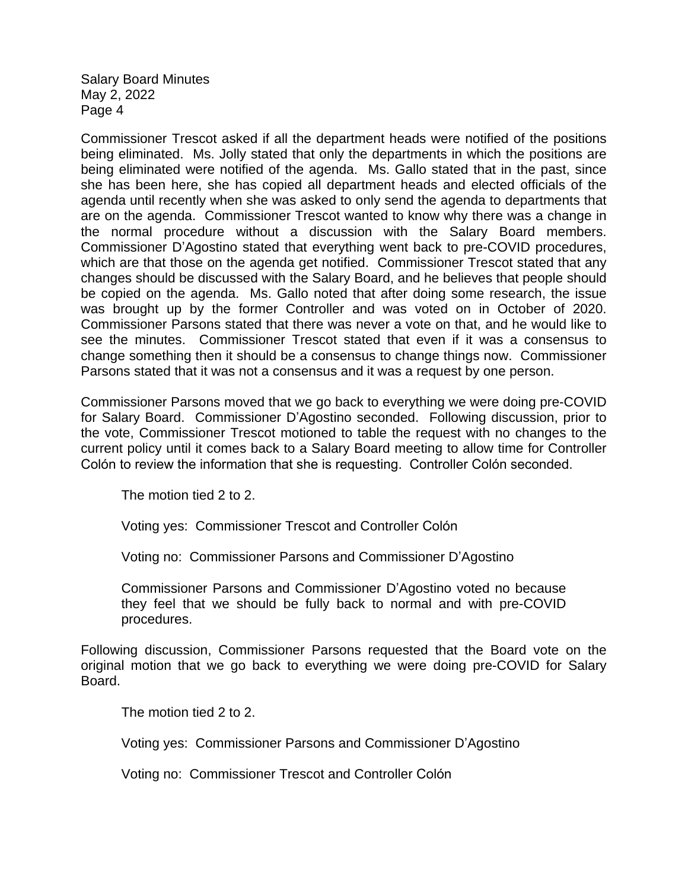Commissioner Trescot asked if all the department heads were notified of the positions being eliminated. Ms. Jolly stated that only the departments in which the positions are being eliminated were notified of the agenda. Ms. Gallo stated that in the past, since she has been here, she has copied all department heads and elected officials of the agenda until recently when she was asked to only send the agenda to departments that are on the agenda. Commissioner Trescot wanted to know why there was a change in the normal procedure without a discussion with the Salary Board members. Commissioner D'Agostino stated that everything went back to pre-COVID procedures, which are that those on the agenda get notified. Commissioner Trescot stated that any changes should be discussed with the Salary Board, and he believes that people should be copied on the agenda. Ms. Gallo noted that after doing some research, the issue was brought up by the former Controller and was voted on in October of 2020. Commissioner Parsons stated that there was never a vote on that, and he would like to see the minutes. Commissioner Trescot stated that even if it was a consensus to change something then it should be a consensus to change things now. Commissioner Parsons stated that it was not a consensus and it was a request by one person.

Commissioner Parsons moved that we go back to everything we were doing pre-COVID for Salary Board. Commissioner D'Agostino seconded. Following discussion, prior to the vote, Commissioner Trescot motioned to table the request with no changes to the current policy until it comes back to a Salary Board meeting to allow time for Controller Colón to review the information that she is requesting. Controller Colón seconded.

> The motion tied 2 to 2.
>
> Voting yes: Commissioner Trescot and Controller Colón
>
> Voting no: Commissioner Parsons and Commissioner D'Agostino
>
> Commissioner Parsons and Commissioner D'Agostino voted no because they feel that we should be fully back to normal and with pre-COVID procedures.

Following discussion, Commissioner Parsons requested that the Board vote on the original motion that we go back to everything we were doing pre-COVID for Salary Board.

> The motion tied 2 to 2.
>
> Voting yes: Commissioner Parsons and Commissioner D'Agostino
>
> Voting no: Commissioner Trescot and Controller Colón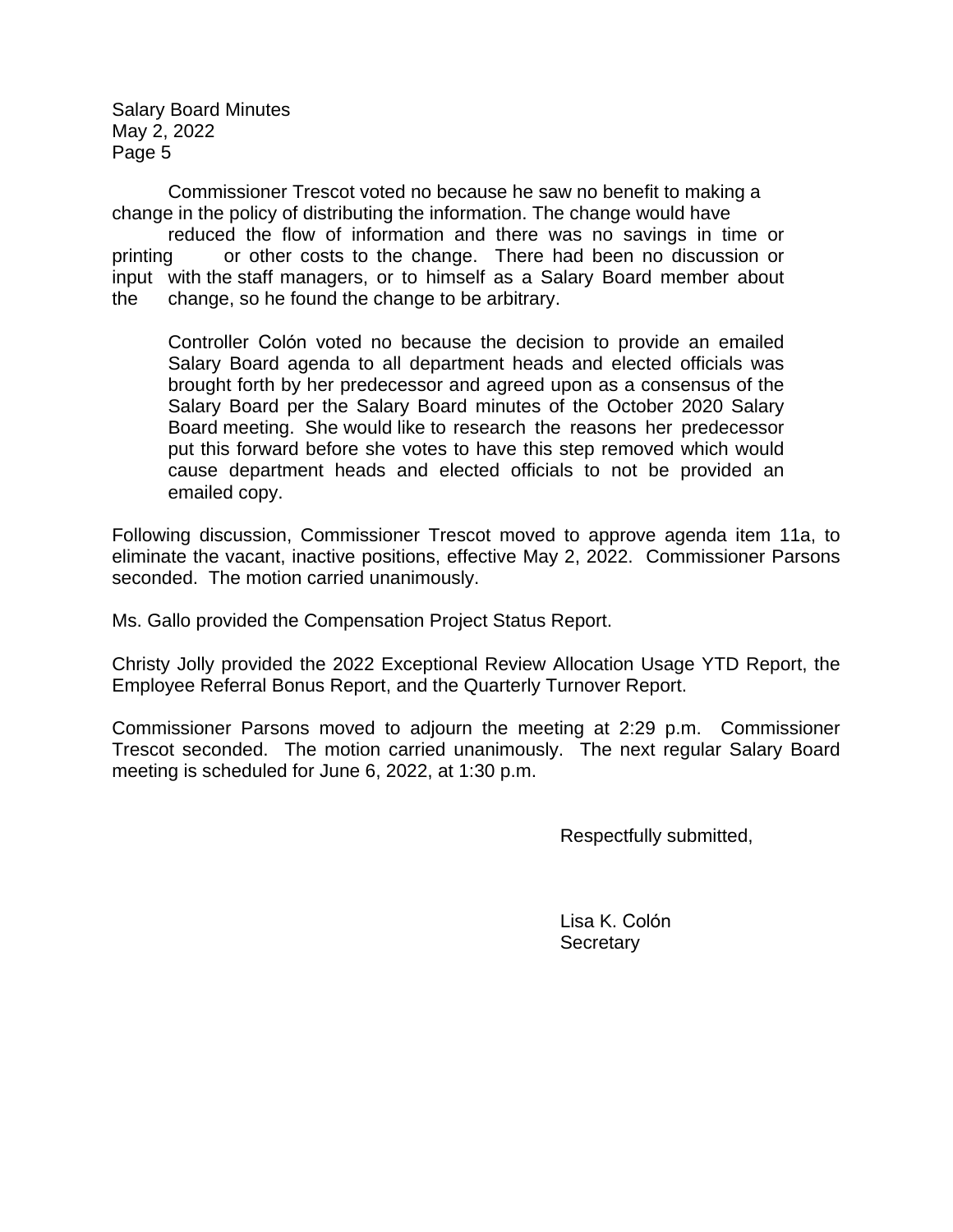Commissioner Trescot voted no because he saw no benefit to making a change in the policy of distributing the information. The change would have reduced the flow of information and there was no savings in time or printing or other costs to the change. There had been no discussion or input with the staff managers, or to himself as a Salary Board member about the change, so he found the change to be arbitrary.

Controller Colón voted no because the decision to provide an emailed Salary Board agenda to all department heads and elected officials was brought forth by her predecessor and agreed upon as a consensus of the Salary Board per the Salary Board minutes of the October 2020 Salary Board meeting. She would like to research the reasons her predecessor put this forward before she votes to have this step removed which would cause department heads and elected officials to not be provided an emailed copy.

Following discussion, Commissioner Trescot moved to approve agenda item 11a, to eliminate the vacant, inactive positions, effective May 2, 2022. Commissioner Parsons seconded. The motion carried unanimously.

Ms. Gallo provided the Compensation Project Status Report.

Christy Jolly provided the 2022 Exceptional Review Allocation Usage YTD Report, the Employee Referral Bonus Report, and the Quarterly Turnover Report.

Commissioner Parsons moved to adjourn the meeting at 2:29 p.m. Commissioner Trescot seconded. The motion carried unanimously. The next regular Salary Board meeting is scheduled for June 6, 2022, at 1:30 p.m.

Respectfully submitted,

Lisa K. Colón
Secretary